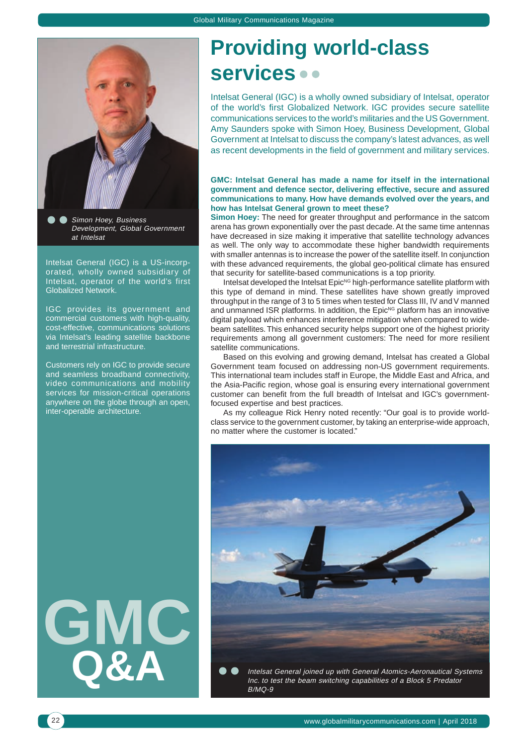# Providing world-class services

Intelsat General (IGC) is a wholly owned subsidiary of Intelsat, operator of the world's first Globalized Network. IGC provides secure satellite communications services to the world's militaries and the US Government. Amy Saunders spoke with Simon Hoey, Business Development, Global Government at Intelsat to discuss the company's latest advances, as well as recent developments in the field of government and military services.

*Simon Hoey, Business Development, Global Government at Intelsat*

Intelsat General (IGC) is a US-incorporated, wholly owned subsidiary of Intelsat, operator of the world's first Globalized Network.

IGC provides its government and commercial customers with high-quality, cost-effective, communications solutions via Intelsat's leading satellite backbone and terrestrial infrastructure.

Customers rely on IGC to provide secure and seamless broadband connectivity, video communications and mobility services for mission-critical operations anywhere on the globe through an open, inter-operable architecture.

GMC Q&A

**GMC: Intelsat General has made a name for itself in the international government and defence sector, delivering effective, secure and assured communications to many. How have demands evolved over the years, and how has Intelsat General grown to meet these?**

**Simon Hoey:** The need for greater throughput and performance in the satcom arena has grown exponentially over the past decade. At the same time antennas have decreased in size making it imperative that satellite technology advances as well. The only way to accommodate these higher bandwidth requirements with smaller antennas is to increase the power of the satellite itself. In conjunction with these advanced requirements, the global geo-political climate has ensured that security for satellite-based communications is a top priority.

Intelsat developed the Intelsat Epic[NG] high-performance satellite platform with this type of demand in mind. These satellites have shown greatly improved throughput in the range of 3 to 5 times when tested for Class III, IV and V manned and unmanned ISR platforms. In addition, the Epic[NG] platform has an innovative digital payload which enhances interference mitigation when compared to wide-beam satellites. This enhanced security helps support one of the highest priority requirements among all government customers: The need for more resilient satellite communications.

Based on this evolving and growing demand, Intelsat has created a Global Government team focused on addressing non-US government requirements. This international team includes staff in Europe, the Middle East and Africa, and the Asia-Pacific region, whose goal is ensuring every international government customer can benefit from the full breadth of Intelsat and IGC's government-focused expertise and best practices.

As my colleague Rick Henry noted recently: "Our goal is to provide world-class service to the government customer, by taking an enterprise-wide approach, no matter where the customer is located."

*Intelsat General joined up with General Atomics-Aeronautical Systems Inc. to test the beam switching capabilities of a Block 5 Predator B/MQ-9*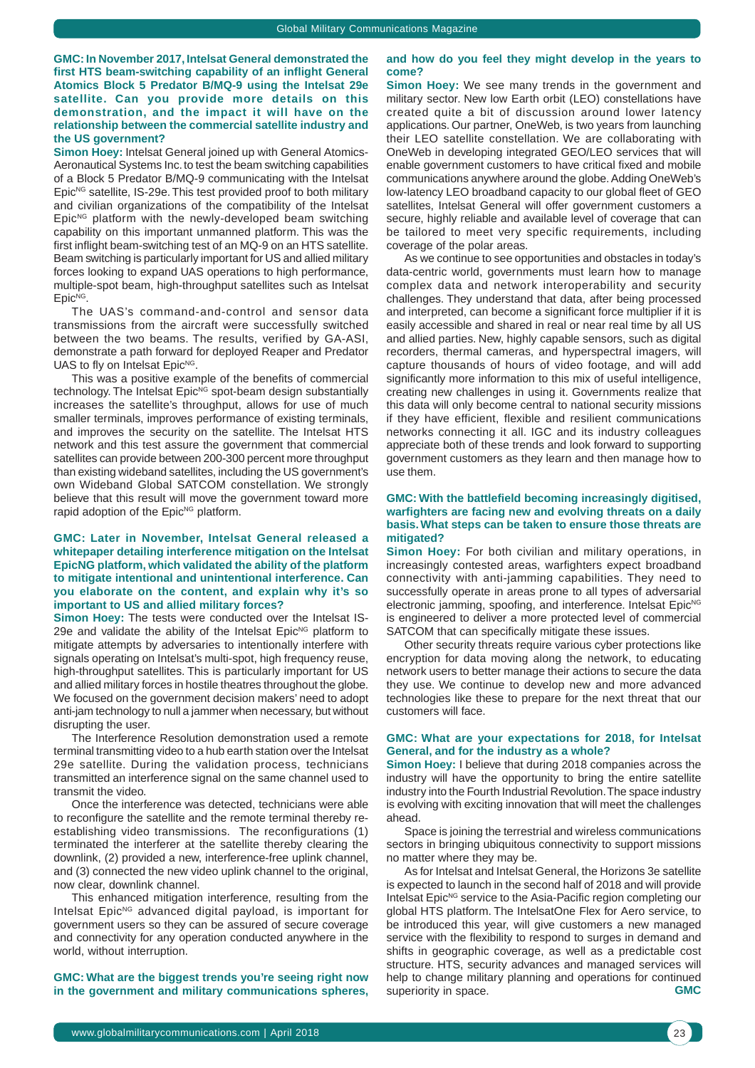**GMC: In November 2017, Intelsat General demonstrated the first HTS beam-switching capability of an inflight General Atomics Block 5 Predator B/MQ-9 using the Intelsat 29e satellite. Can you provide more details on this demonstration, and the impact it will have on the relationship between the commercial satellite industry and the US government?**

**Simon Hoey:** Intelsat General joined up with General Atomics-Aeronautical Systems Inc. to test the beam switching capabilities of a Block 5 Predator B/MQ-9 communicating with the Intelsat Epic[NG] satellite, IS-29e. This test provided proof to both military and civilian organizations of the compatibility of the Intelsat Epic[NG] platform with the newly-developed beam switching capability on this important unmanned platform. This was the first inflight beam-switching test of an MQ-9 on an HTS satellite. Beam switching is particularly important for US and allied military forces looking to expand UAS operations to high performance, multiple-spot beam, high-throughput satellites such as Intelsat Epic[NG].

The UAS's command-and-control and sensor data transmissions from the aircraft were successfully switched between the two beams. The results, verified by GA-ASI, demonstrate a path forward for deployed Reaper and Predator UAS to fly on Intelsat Epic[NG].

This was a positive example of the benefits of commercial technology. The Intelsat Epic[NG] spot-beam design substantially increases the satellite's throughput, allows for use of much smaller terminals, improves performance of existing terminals, and improves the security on the satellite. The Intelsat HTS network and this test assure the government that commercial satellites can provide between 200-300 percent more throughput than existing wideband satellites, including the US government's own Wideband Global SATCOM constellation. We strongly believe that this result will move the government toward more rapid adoption of the Epic[NG] platform.

**GMC: Later in November, Intelsat General released a whitepaper detailing interference mitigation on the Intelsat EpicNG platform, which validated the ability of the platform to mitigate intentional and unintentional interference. Can you elaborate on the content, and explain why it's so important to US and allied military forces?**

**Simon Hoey:** The tests were conducted over the Intelsat IS-29e and validate the ability of the Intelsat Epic[NG] platform to mitigate attempts by adversaries to intentionally interfere with signals operating on Intelsat's multi-spot, high frequency reuse, high-throughput satellites. This is particularly important for US and allied military forces in hostile theatres throughout the globe. We focused on the government decision makers' need to adopt anti-jam technology to null a jammer when necessary, but without disrupting the user.

The Interference Resolution demonstration used a remote terminal transmitting video to a hub earth station over the Intelsat 29e satellite. During the validation process, technicians transmitted an interference signal on the same channel used to transmit the video.

Once the interference was detected, technicians were able to reconfigure the satellite and the remote terminal thereby re-establishing video transmissions. The reconfigurations (1) terminated the interferer at the satellite thereby clearing the downlink, (2) provided a new, interference-free uplink channel, and (3) connected the new video uplink channel to the original, now clear, downlink channel.

This enhanced mitigation interference, resulting from the Intelsat Epic[NG] advanced digital payload, is important for government users so they can be assured of secure coverage and connectivity for any operation conducted anywhere in the world, without interruption.

**GMC: What are the biggest trends you're seeing right now in the government and military communications spheres, and how do you feel they might develop in the years to come?**

**Simon Hoey:** We see many trends in the government and military sector. New low Earth orbit (LEO) constellations have created quite a bit of discussion around lower latency applications. Our partner, OneWeb, is two years from launching their LEO satellite constellation. We are collaborating with OneWeb in developing integrated GEO/LEO services that will enable government customers to have critical fixed and mobile communications anywhere around the globe. Adding OneWeb's low-latency LEO broadband capacity to our global fleet of GEO satellites, Intelsat General will offer government customers a secure, highly reliable and available level of coverage that can be tailored to meet very specific requirements, including coverage of the polar areas.

As we continue to see opportunities and obstacles in today's data-centric world, governments must learn how to manage complex data and network interoperability and security challenges. They understand that data, after being processed and interpreted, can become a significant force multiplier if it is easily accessible and shared in real or near real time by all US and allied parties. New, highly capable sensors, such as digital recorders, thermal cameras, and hyperspectral imagers, will capture thousands of hours of video footage, and will add significantly more information to this mix of useful intelligence, creating new challenges in using it. Governments realize that this data will only become central to national security missions if they have efficient, flexible and resilient communications networks connecting it all. IGC and its industry colleagues appreciate both of these trends and look forward to supporting government customers as they learn and then manage how to use them.

**GMC: With the battlefield becoming increasingly digitised, warfighters are facing new and evolving threats on a daily basis. What steps can be taken to ensure those threats are mitigated?**

**Simon Hoey:** For both civilian and military operations, in increasingly contested areas, warfighters expect broadband connectivity with anti-jamming capabilities. They need to successfully operate in areas prone to all types of adversarial electronic jamming, spoofing, and interference. Intelsat Epic[NG] is engineered to deliver a more protected level of commercial SATCOM that can specifically mitigate these issues.

Other security threats require various cyber protections like encryption for data moving along the network, to educating network users to better manage their actions to secure the data they use. We continue to develop new and more advanced technologies like these to prepare for the next threat that our customers will face.

**GMC: What are your expectations for 2018, for Intelsat General, and for the industry as a whole?**

**Simon Hoey:** I believe that during 2018 companies across the industry will have the opportunity to bring the entire satellite industry into the Fourth Industrial Revolution. The space industry is evolving with exciting innovation that will meet the challenges ahead.

Space is joining the terrestrial and wireless communications sectors in bringing ubiquitous connectivity to support missions no matter where they may be.

As for Intelsat and Intelsat General, the Horizons 3e satellite is expected to launch in the second half of 2018 and will provide Intelsat Epic[NG] service to the Asia-Pacific region completing our global HTS platform. The IntelsatOne Flex for Aero service, to be introduced this year, will give customers a new managed service with the flexibility to respond to surges in demand and shifts in geographic coverage, as well as a predictable cost structure. HTS, security advances and managed services will help to change military planning and operations for continued superiority in space. **GMC**